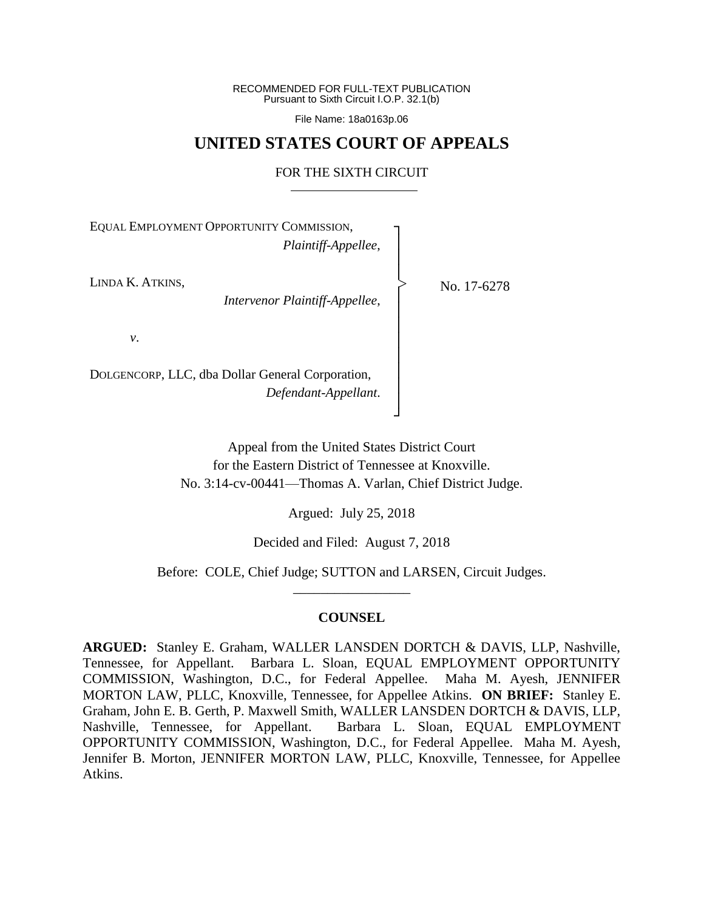RECOMMENDED FOR FULL-TEXT PUBLICATION
Pursuant to Sixth Circuit I.O.P. 32.1(b)

File Name: 18a0163p.06

# UNITED STATES COURT OF APPEALS

## FOR THE SIXTH CIRCUIT

EQUAL EMPLOYMENT OPPORTUNITY COMMISSION,
*Plaintiff-Appellee,*

LINDA K. ATKINS,
*Intervenor Plaintiff-Appellee*,

*v*.

DOLGENCORP, LLC, dba Dollar General Corporation,
*Defendant-Appellant*.

No. 17-6278

Appeal from the United States District Court
for the Eastern District of Tennessee at Knoxville.
No. 3:14-cv-00441—Thomas A. Varlan, Chief District Judge.

Argued: July 25, 2018

Decided and Filed: August 7, 2018

Before: COLE, Chief Judge; SUTTON and LARSEN, Circuit Judges.

---

### COUNSEL

**ARGUED:** Stanley E. Graham, WALLER LANSDEN DORTCH & DAVIS, LLP, Nashville, Tennessee, for Appellant. Barbara L. Sloan, EQUAL EMPLOYMENT OPPORTUNITY COMMISSION, Washington, D.C., for Federal Appellee. Maha M. Ayesh, JENNIFER MORTON LAW, PLLC, Knoxville, Tennessee, for Appellee Atkins. **ON BRIEF:** Stanley E. Graham, John E. B. Gerth, P. Maxwell Smith, WALLER LANSDEN DORTCH & DAVIS, LLP, Nashville, Tennessee, for Appellant. Barbara L. Sloan, EQUAL EMPLOYMENT OPPORTUNITY COMMISSION, Washington, D.C., for Federal Appellee. Maha M. Ayesh, Jennifer B. Morton, JENNIFER MORTON LAW, PLLC, Knoxville, Tennessee, for Appellee Atkins.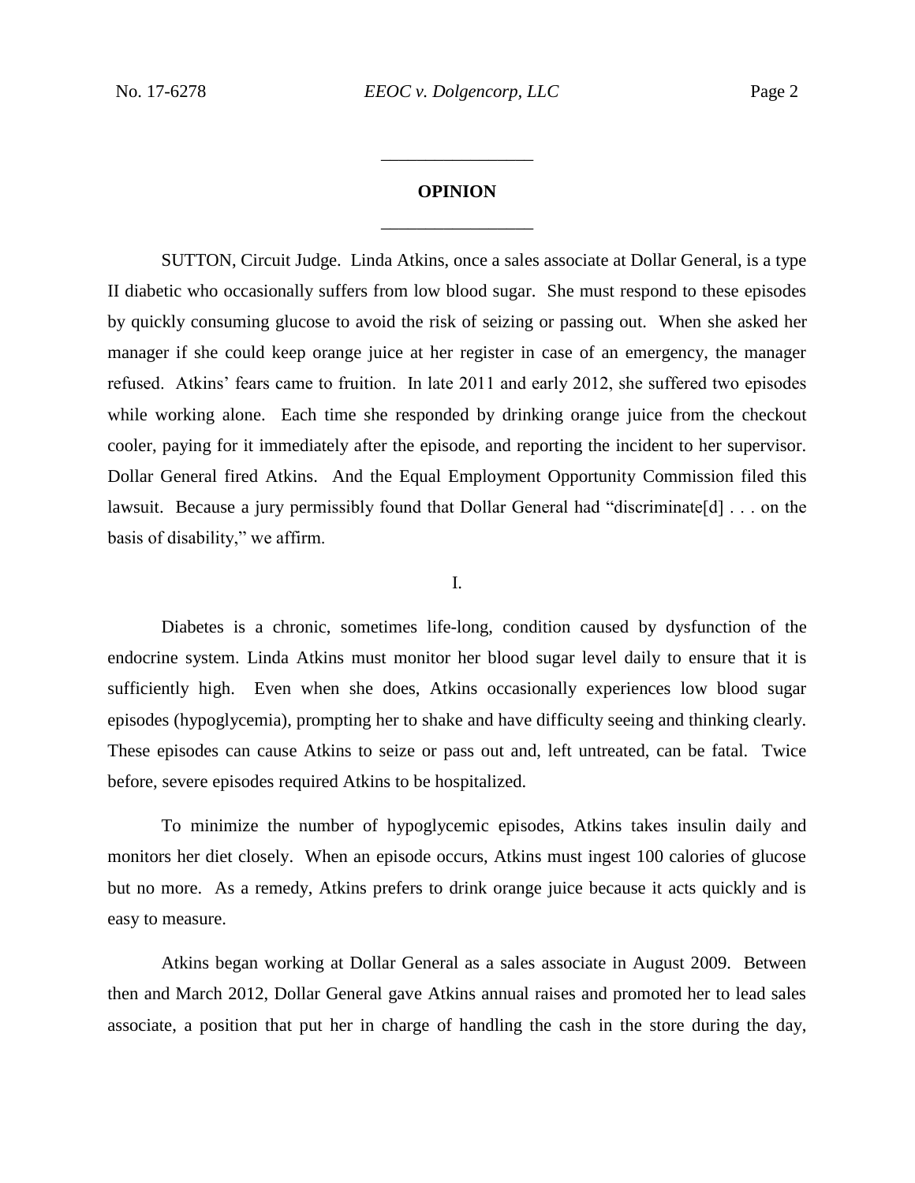## OPINION

SUTTON, Circuit Judge. Linda Atkins, once a sales associate at Dollar General, is a type II diabetic who occasionally suffers from low blood sugar. She must respond to these episodes by quickly consuming glucose to avoid the risk of seizing or passing out. When she asked her manager if she could keep orange juice at her register in case of an emergency, the manager refused. Atkins' fears came to fruition. In late 2011 and early 2012, she suffered two episodes while working alone. Each time she responded by drinking orange juice from the checkout cooler, paying for it immediately after the episode, and reporting the incident to her supervisor. Dollar General fired Atkins. And the Equal Employment Opportunity Commission filed this lawsuit. Because a jury permissibly found that Dollar General had "discriminate[d] . . . on the basis of disability," we affirm.

### I.

Diabetes is a chronic, sometimes life-long, condition caused by dysfunction of the endocrine system. Linda Atkins must monitor her blood sugar level daily to ensure that it is sufficiently high. Even when she does, Atkins occasionally experiences low blood sugar episodes (hypoglycemia), prompting her to shake and have difficulty seeing and thinking clearly. These episodes can cause Atkins to seize or pass out and, left untreated, can be fatal. Twice before, severe episodes required Atkins to be hospitalized.

To minimize the number of hypoglycemic episodes, Atkins takes insulin daily and monitors her diet closely. When an episode occurs, Atkins must ingest 100 calories of glucose but no more. As a remedy, Atkins prefers to drink orange juice because it acts quickly and is easy to measure.

Atkins began working at Dollar General as a sales associate in August 2009. Between then and March 2012, Dollar General gave Atkins annual raises and promoted her to lead sales associate, a position that put her in charge of handling the cash in the store during the day,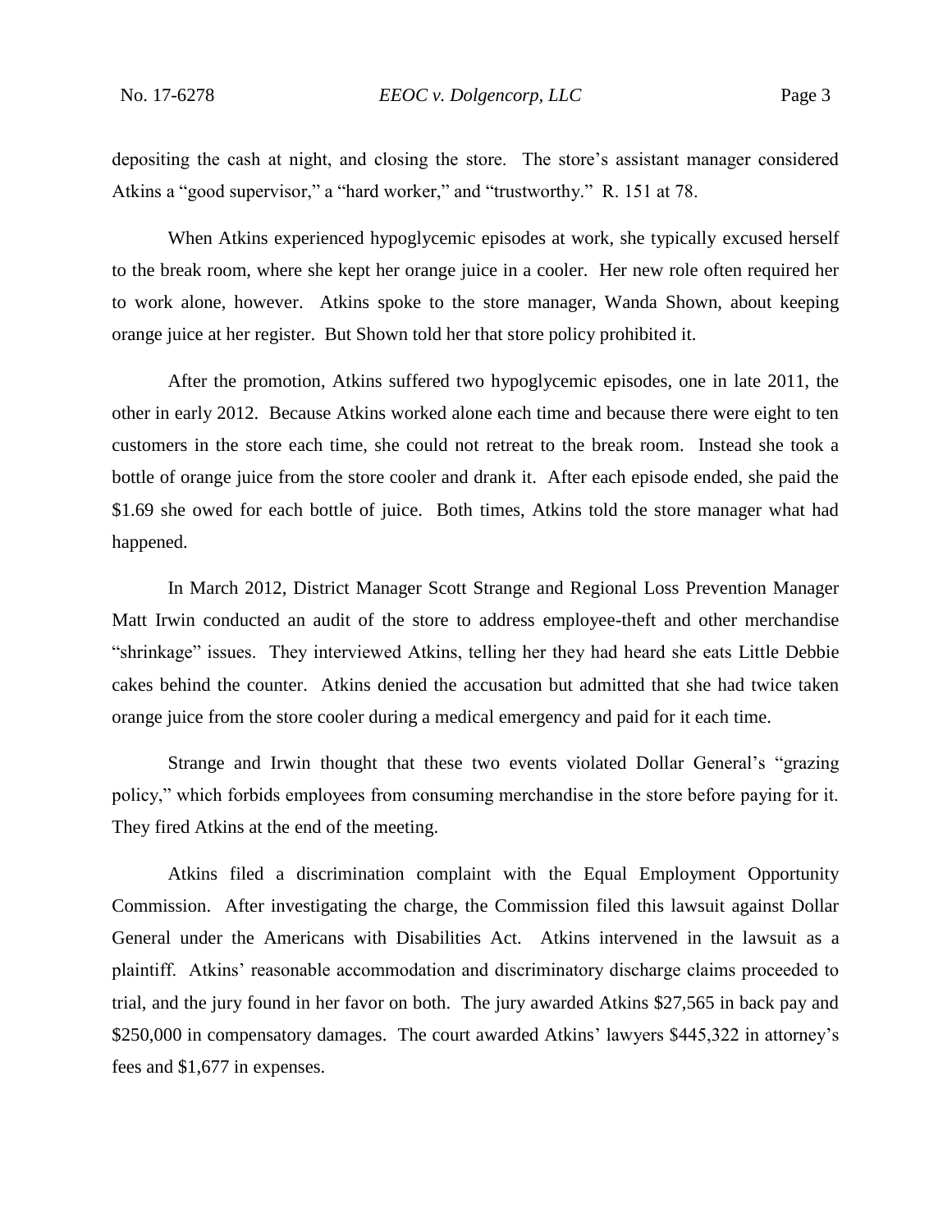depositing the cash at night, and closing the store. The store's assistant manager considered Atkins a "good supervisor," a "hard worker," and "trustworthy." R. 151 at 78.

When Atkins experienced hypoglycemic episodes at work, she typically excused herself to the break room, where she kept her orange juice in a cooler. Her new role often required her to work alone, however. Atkins spoke to the store manager, Wanda Shown, about keeping orange juice at her register. But Shown told her that store policy prohibited it.

After the promotion, Atkins suffered two hypoglycemic episodes, one in late 2011, the other in early 2012. Because Atkins worked alone each time and because there were eight to ten customers in the store each time, she could not retreat to the break room. Instead she took a bottle of orange juice from the store cooler and drank it. After each episode ended, she paid the $1.69 she owed for each bottle of juice. Both times, Atkins told the store manager what had happened.

In March 2012, District Manager Scott Strange and Regional Loss Prevention Manager Matt Irwin conducted an audit of the store to address employee-theft and other merchandise "shrinkage" issues. They interviewed Atkins, telling her they had heard she eats Little Debbie cakes behind the counter. Atkins denied the accusation but admitted that she had twice taken orange juice from the store cooler during a medical emergency and paid for it each time.

Strange and Irwin thought that these two events violated Dollar General's "grazing policy," which forbids employees from consuming merchandise in the store before paying for it. They fired Atkins at the end of the meeting.

Atkins filed a discrimination complaint with the Equal Employment Opportunity Commission. After investigating the charge, the Commission filed this lawsuit against Dollar General under the Americans with Disabilities Act. Atkins intervened in the lawsuit as a plaintiff. Atkins' reasonable accommodation and discriminatory discharge claims proceeded to trial, and the jury found in her favor on both. The jury awarded Atkins $27,565 in back pay and $250,000 in compensatory damages. The court awarded Atkins' lawyers $445,322 in attorney's fees and $1,677 in expenses.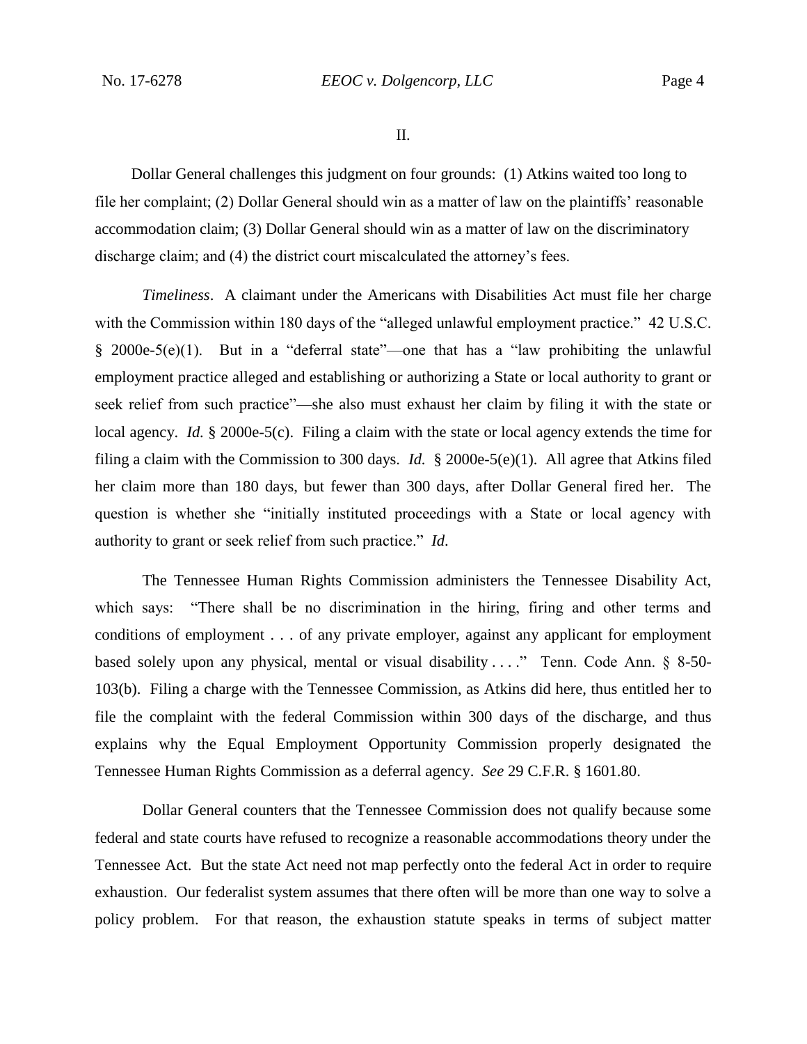II.

Dollar General challenges this judgment on four grounds: (1) Atkins waited too long to file her complaint; (2) Dollar General should win as a matter of law on the plaintiffs' reasonable accommodation claim; (3) Dollar General should win as a matter of law on the discriminatory discharge claim; and (4) the district court miscalculated the attorney's fees.

*Timeliness*. A claimant under the Americans with Disabilities Act must file her charge with the Commission within 180 days of the "alleged unlawful employment practice." 42 U.S.C. § 2000e-5(e)(1). But in a "deferral state"—one that has a "law prohibiting the unlawful employment practice alleged and establishing or authorizing a State or local authority to grant or seek relief from such practice"—she also must exhaust her claim by filing it with the state or local agency. *Id.* § 2000e-5(c). Filing a claim with the state or local agency extends the time for filing a claim with the Commission to 300 days. *Id.* § 2000e-5(e)(1). All agree that Atkins filed her claim more than 180 days, but fewer than 300 days, after Dollar General fired her. The question is whether she "initially instituted proceedings with a State or local agency with authority to grant or seek relief from such practice." *Id*.

The Tennessee Human Rights Commission administers the Tennessee Disability Act, which says: "There shall be no discrimination in the hiring, firing and other terms and conditions of employment . . . of any private employer, against any applicant for employment based solely upon any physical, mental or visual disability . . . ." Tenn. Code Ann. § 8-50-103(b). Filing a charge with the Tennessee Commission, as Atkins did here, thus entitled her to file the complaint with the federal Commission within 300 days of the discharge, and thus explains why the Equal Employment Opportunity Commission properly designated the Tennessee Human Rights Commission as a deferral agency. *See* 29 C.F.R. § 1601.80.

Dollar General counters that the Tennessee Commission does not qualify because some federal and state courts have refused to recognize a reasonable accommodations theory under the Tennessee Act. But the state Act need not map perfectly onto the federal Act in order to require exhaustion. Our federalist system assumes that there often will be more than one way to solve a policy problem. For that reason, the exhaustion statute speaks in terms of subject matter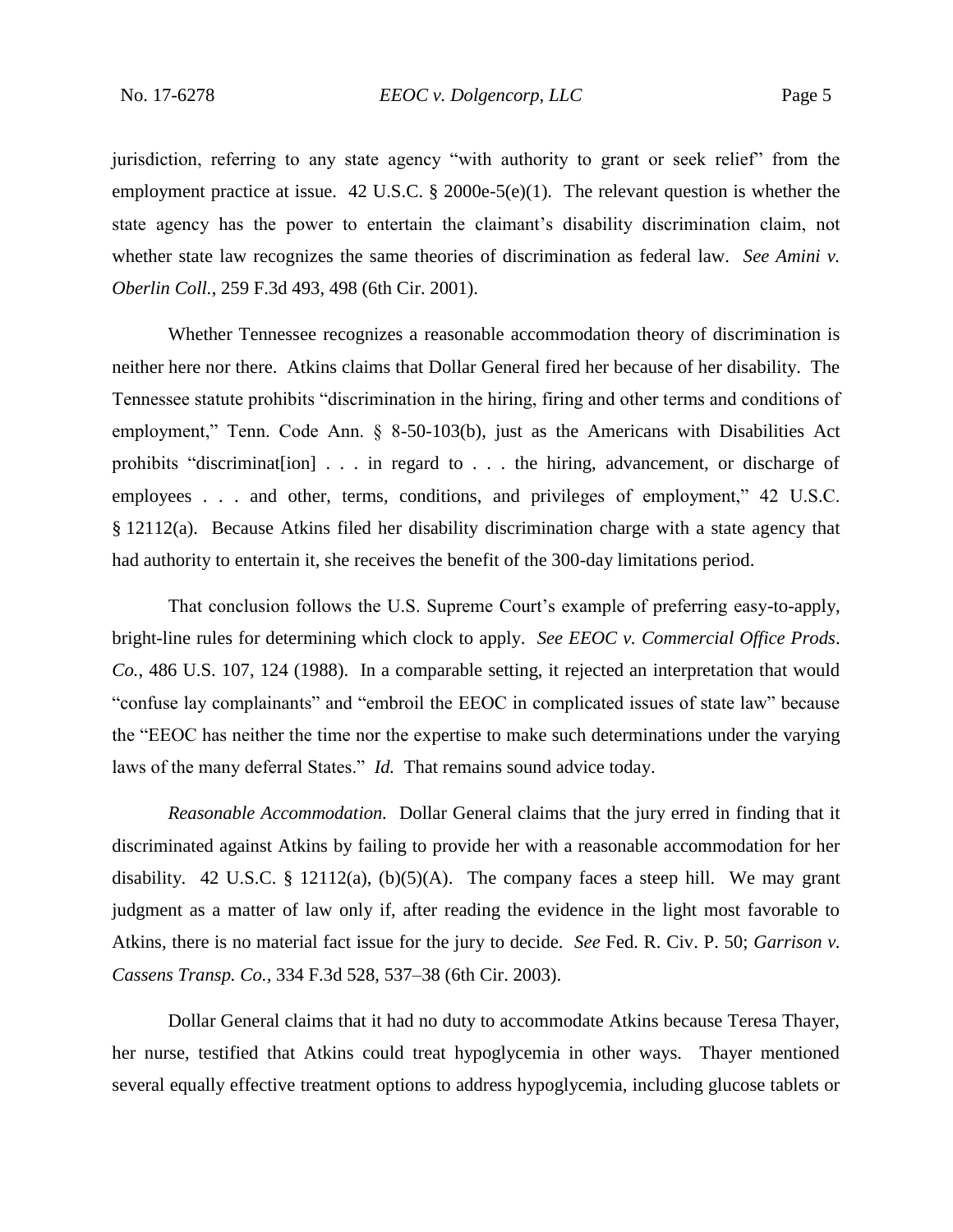jurisdiction, referring to any state agency "with authority to grant or seek relief" from the employment practice at issue. 42 U.S.C. § 2000e-5(e)(1). The relevant question is whether the state agency has the power to entertain the claimant's disability discrimination claim, not whether state law recognizes the same theories of discrimination as federal law. *See Amini v. Oberlin Coll.*, 259 F.3d 493, 498 (6th Cir. 2001).

Whether Tennessee recognizes a reasonable accommodation theory of discrimination is neither here nor there. Atkins claims that Dollar General fired her because of her disability. The Tennessee statute prohibits "discrimination in the hiring, firing and other terms and conditions of employment," Tenn. Code Ann. § 8-50-103(b), just as the Americans with Disabilities Act prohibits "discriminat[ion] . . . in regard to . . . the hiring, advancement, or discharge of employees . . . and other, terms, conditions, and privileges of employment," 42 U.S.C. § 12112(a). Because Atkins filed her disability discrimination charge with a state agency that had authority to entertain it, she receives the benefit of the 300-day limitations period.

That conclusion follows the U.S. Supreme Court's example of preferring easy-to-apply, bright-line rules for determining which clock to apply. *See EEOC v. Commercial Office Prods. Co.*, 486 U.S. 107, 124 (1988). In a comparable setting, it rejected an interpretation that would "confuse lay complainants" and "embroil the EEOC in complicated issues of state law" because the "EEOC has neither the time nor the expertise to make such determinations under the varying laws of the many deferral States." *Id.* That remains sound advice today.

*Reasonable Accommodation.* Dollar General claims that the jury erred in finding that it discriminated against Atkins by failing to provide her with a reasonable accommodation for her disability. 42 U.S.C. § 12112(a), (b)(5)(A). The company faces a steep hill. We may grant judgment as a matter of law only if, after reading the evidence in the light most favorable to Atkins, there is no material fact issue for the jury to decide. *See* Fed. R. Civ. P. 50; *Garrison v. Cassens Transp. Co.*, 334 F.3d 528, 537–38 (6th Cir. 2003).

Dollar General claims that it had no duty to accommodate Atkins because Teresa Thayer, her nurse, testified that Atkins could treat hypoglycemia in other ways. Thayer mentioned several equally effective treatment options to address hypoglycemia, including glucose tablets or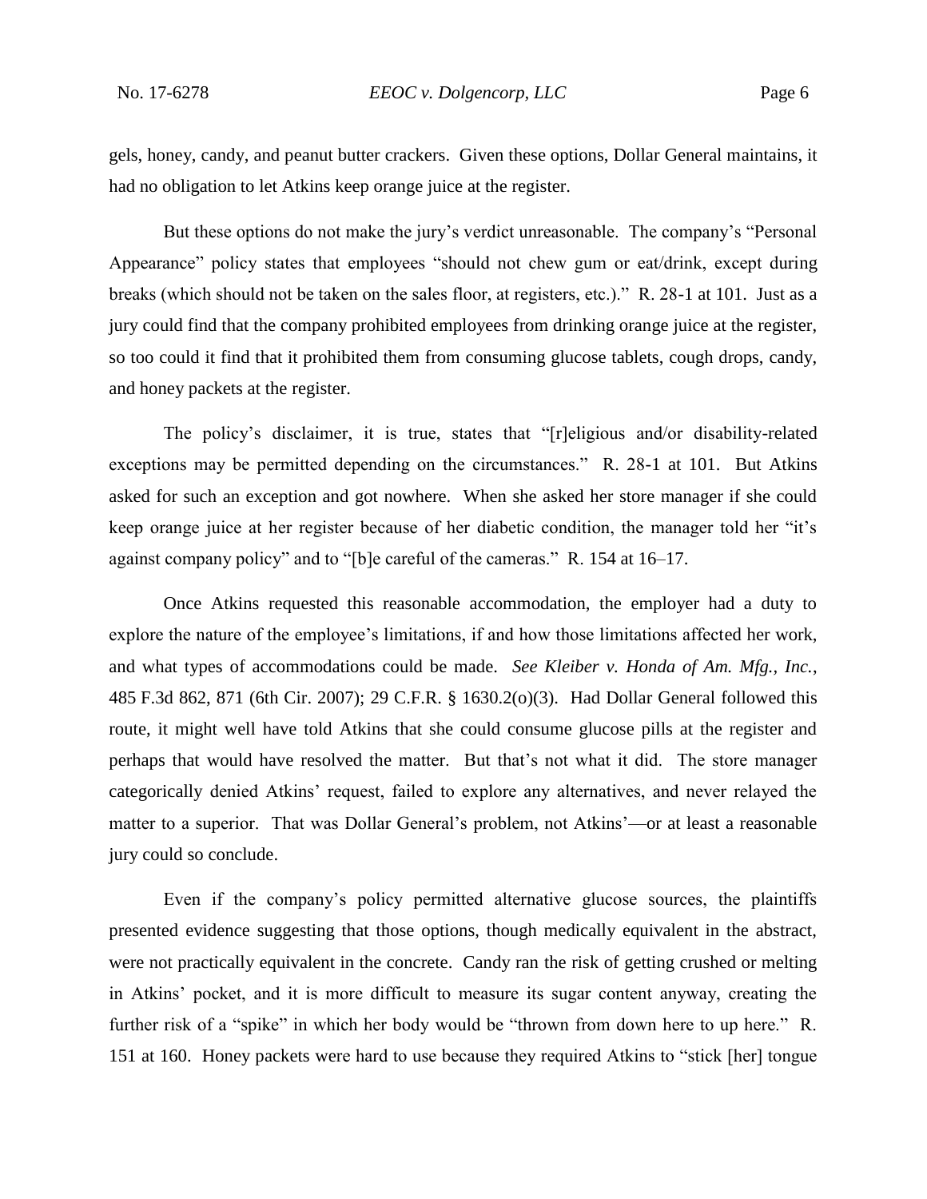gels, honey, candy, and peanut butter crackers. Given these options, Dollar General maintains, it had no obligation to let Atkins keep orange juice at the register.

But these options do not make the jury's verdict unreasonable. The company's "Personal Appearance" policy states that employees "should not chew gum or eat/drink, except during breaks (which should not be taken on the sales floor, at registers, etc.)." R. 28-1 at 101. Just as a jury could find that the company prohibited employees from drinking orange juice at the register, so too could it find that it prohibited them from consuming glucose tablets, cough drops, candy, and honey packets at the register.

The policy's disclaimer, it is true, states that "[r]eligious and/or disability-related exceptions may be permitted depending on the circumstances." R. 28-1 at 101. But Atkins asked for such an exception and got nowhere. When she asked her store manager if she could keep orange juice at her register because of her diabetic condition, the manager told her "it's against company policy" and to "[b]e careful of the cameras." R. 154 at 16–17.

Once Atkins requested this reasonable accommodation, the employer had a duty to explore the nature of the employee's limitations, if and how those limitations affected her work, and what types of accommodations could be made. *See Kleiber v. Honda of Am. Mfg., Inc.*, 485 F.3d 862, 871 (6th Cir. 2007); 29 C.F.R. § 1630.2(o)(3). Had Dollar General followed this route, it might well have told Atkins that she could consume glucose pills at the register and perhaps that would have resolved the matter. But that's not what it did. The store manager categorically denied Atkins' request, failed to explore any alternatives, and never relayed the matter to a superior. That was Dollar General's problem, not Atkins'—or at least a reasonable jury could so conclude.

Even if the company's policy permitted alternative glucose sources, the plaintiffs presented evidence suggesting that those options, though medically equivalent in the abstract, were not practically equivalent in the concrete. Candy ran the risk of getting crushed or melting in Atkins' pocket, and it is more difficult to measure its sugar content anyway, creating the further risk of a "spike" in which her body would be "thrown from down here to up here." R. 151 at 160. Honey packets were hard to use because they required Atkins to "stick [her] tongue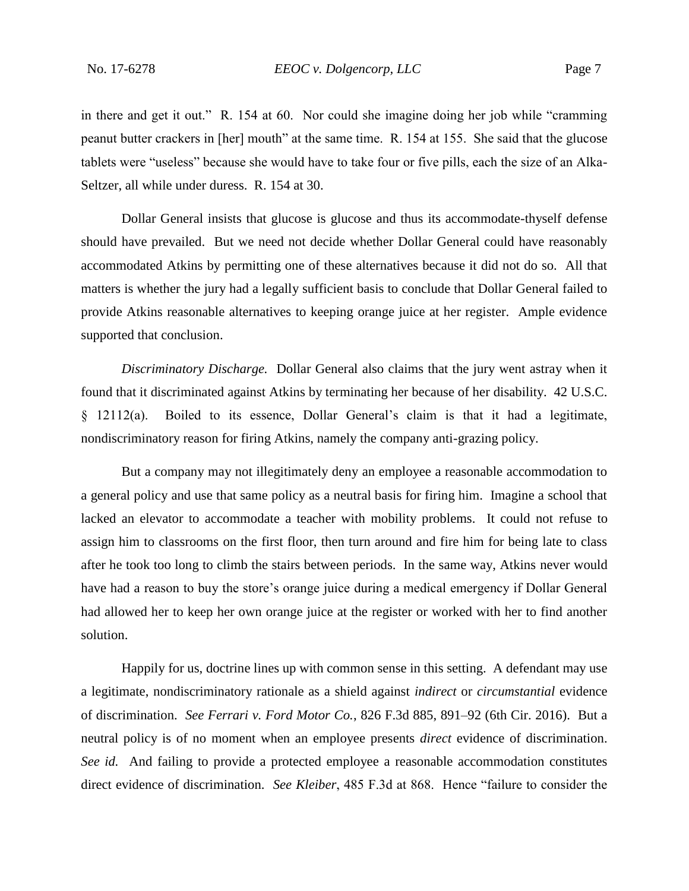in there and get it out." R. 154 at 60. Nor could she imagine doing her job while "cramming peanut butter crackers in [her] mouth" at the same time. R. 154 at 155. She said that the glucose tablets were "useless" because she would have to take four or five pills, each the size of an Alka-Seltzer, all while under duress. R. 154 at 30.

Dollar General insists that glucose is glucose and thus its accommodate-thyself defense should have prevailed. But we need not decide whether Dollar General could have reasonably accommodated Atkins by permitting one of these alternatives because it did not do so. All that matters is whether the jury had a legally sufficient basis to conclude that Dollar General failed to provide Atkins reasonable alternatives to keeping orange juice at her register. Ample evidence supported that conclusion.

*Discriminatory Discharge.* Dollar General also claims that the jury went astray when it found that it discriminated against Atkins by terminating her because of her disability. 42 U.S.C. § 12112(a). Boiled to its essence, Dollar General's claim is that it had a legitimate, nondiscriminatory reason for firing Atkins, namely the company anti-grazing policy.

But a company may not illegitimately deny an employee a reasonable accommodation to a general policy and use that same policy as a neutral basis for firing him. Imagine a school that lacked an elevator to accommodate a teacher with mobility problems. It could not refuse to assign him to classrooms on the first floor, then turn around and fire him for being late to class after he took too long to climb the stairs between periods. In the same way, Atkins never would have had a reason to buy the store's orange juice during a medical emergency if Dollar General had allowed her to keep her own orange juice at the register or worked with her to find another solution.

Happily for us, doctrine lines up with common sense in this setting. A defendant may use a legitimate, nondiscriminatory rationale as a shield against *indirect* or *circumstantial* evidence of discrimination. *See Ferrari v. Ford Motor Co.*, 826 F.3d 885, 891–92 (6th Cir. 2016). But a neutral policy is of no moment when an employee presents *direct* evidence of discrimination. *See id.* And failing to provide a protected employee a reasonable accommodation constitutes direct evidence of discrimination. *See Kleiber*, 485 F.3d at 868. Hence "failure to consider the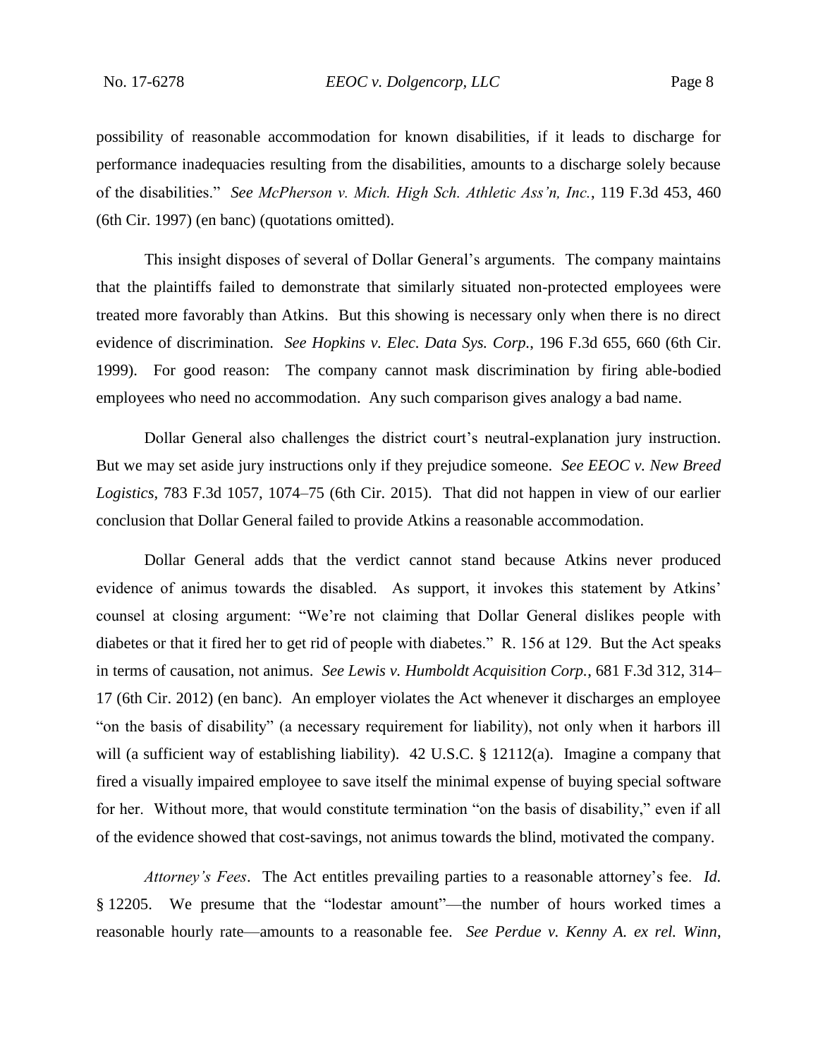possibility of reasonable accommodation for known disabilities, if it leads to discharge for performance inadequacies resulting from the disabilities, amounts to a discharge solely because of the disabilities." *See McPherson v. Mich. High Sch. Athletic Ass'n, Inc.*, 119 F.3d 453, 460 (6th Cir. 1997) (en banc) (quotations omitted).

This insight disposes of several of Dollar General's arguments. The company maintains that the plaintiffs failed to demonstrate that similarly situated non-protected employees were treated more favorably than Atkins. But this showing is necessary only when there is no direct evidence of discrimination. *See Hopkins v. Elec. Data Sys. Corp.*, 196 F.3d 655, 660 (6th Cir. 1999). For good reason: The company cannot mask discrimination by firing able-bodied employees who need no accommodation. Any such comparison gives analogy a bad name.

Dollar General also challenges the district court's neutral-explanation jury instruction. But we may set aside jury instructions only if they prejudice someone. *See EEOC v. New Breed Logistics*, 783 F.3d 1057, 1074–75 (6th Cir. 2015). That did not happen in view of our earlier conclusion that Dollar General failed to provide Atkins a reasonable accommodation.

Dollar General adds that the verdict cannot stand because Atkins never produced evidence of animus towards the disabled. As support, it invokes this statement by Atkins' counsel at closing argument: "We're not claiming that Dollar General dislikes people with diabetes or that it fired her to get rid of people with diabetes." R. 156 at 129. But the Act speaks in terms of causation, not animus. *See Lewis v. Humboldt Acquisition Corp.*, 681 F.3d 312, 314–17 (6th Cir. 2012) (en banc). An employer violates the Act whenever it discharges an employee "on the basis of disability" (a necessary requirement for liability), not only when it harbors ill will (a sufficient way of establishing liability). 42 U.S.C. § 12112(a). Imagine a company that fired a visually impaired employee to save itself the minimal expense of buying special software for her. Without more, that would constitute termination "on the basis of disability," even if all of the evidence showed that cost-savings, not animus towards the blind, motivated the company.

*Attorney's Fees*. The Act entitles prevailing parties to a reasonable attorney's fee. *Id.* § 12205. We presume that the "lodestar amount"—the number of hours worked times a reasonable hourly rate—amounts to a reasonable fee. *See Perdue v. Kenny A. ex rel. Winn*,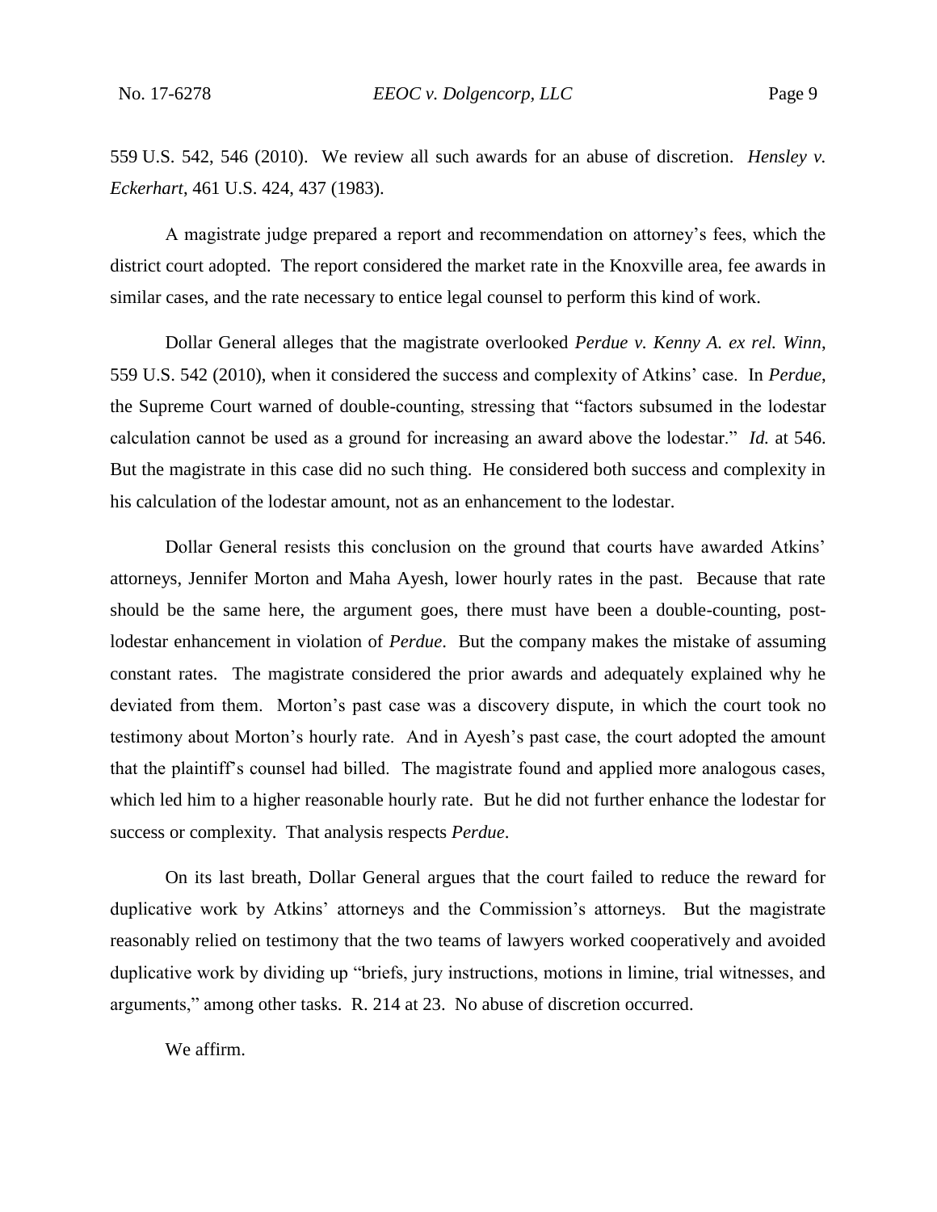559 U.S. 542, 546 (2010). We review all such awards for an abuse of discretion. *Hensley v. Eckerhart*, 461 U.S. 424, 437 (1983).

A magistrate judge prepared a report and recommendation on attorney's fees, which the district court adopted. The report considered the market rate in the Knoxville area, fee awards in similar cases, and the rate necessary to entice legal counsel to perform this kind of work.

Dollar General alleges that the magistrate overlooked *Perdue v. Kenny A. ex rel. Winn*, 559 U.S. 542 (2010), when it considered the success and complexity of Atkins' case. In *Perdue*, the Supreme Court warned of double-counting, stressing that "factors subsumed in the lodestar calculation cannot be used as a ground for increasing an award above the lodestar." *Id.* at 546. But the magistrate in this case did no such thing. He considered both success and complexity in his calculation of the lodestar amount, not as an enhancement to the lodestar.

Dollar General resists this conclusion on the ground that courts have awarded Atkins' attorneys, Jennifer Morton and Maha Ayesh, lower hourly rates in the past. Because that rate should be the same here, the argument goes, there must have been a double-counting, post-lodestar enhancement in violation of *Perdue*. But the company makes the mistake of assuming constant rates. The magistrate considered the prior awards and adequately explained why he deviated from them. Morton's past case was a discovery dispute, in which the court took no testimony about Morton's hourly rate. And in Ayesh's past case, the court adopted the amount that the plaintiff's counsel had billed. The magistrate found and applied more analogous cases, which led him to a higher reasonable hourly rate. But he did not further enhance the lodestar for success or complexity. That analysis respects *Perdue*.

On its last breath, Dollar General argues that the court failed to reduce the reward for duplicative work by Atkins' attorneys and the Commission's attorneys. But the magistrate reasonably relied on testimony that the two teams of lawyers worked cooperatively and avoided duplicative work by dividing up "briefs, jury instructions, motions in limine, trial witnesses, and arguments," among other tasks. R. 214 at 23. No abuse of discretion occurred.

We affirm.